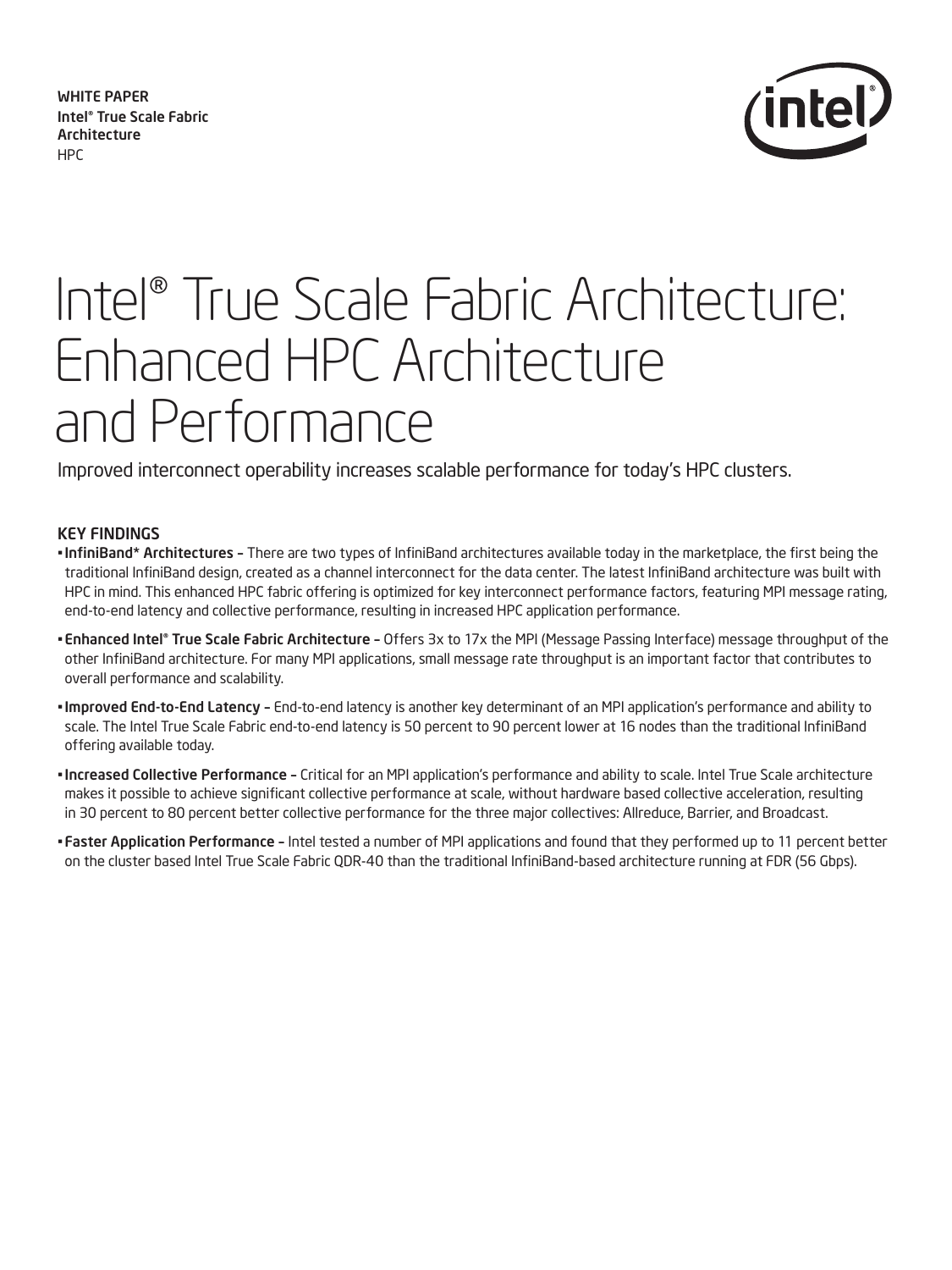WHITE PAPER
Intel® True Scale Fabric Architecture
HPC

# Intel® True Scale Fabric Architecture: Enhanced HPC Architecture and Performance

Improved interconnect operability increases scalable performance for today's HPC clusters.

## KEY FINDINGS

- **InfiniBand* Architectures –** There are two types of InfiniBand architectures available today in the marketplace, the first being the traditional InfiniBand design, created as a channel interconnect for the data center. The latest InfiniBand architecture was built with HPC in mind. This enhanced HPC fabric offering is optimized for key interconnect performance factors, featuring MPI message rating, end-to-end latency and collective performance, resulting in increased HPC application performance.
- **Enhanced Intel® True Scale Fabric Architecture –** Offers 3x to 17x the MPI (Message Passing Interface) message throughput of the other InfiniBand architecture. For many MPI applications, small message rate throughput is an important factor that contributes to overall performance and scalability.
- **Improved End-to-End Latency –** End-to-end latency is another key determinant of an MPI application's performance and ability to scale. The Intel True Scale Fabric end-to-end latency is 50 percent to 90 percent lower at 16 nodes than the traditional InfiniBand offering available today.
- **Increased Collective Performance –** Critical for an MPI application's performance and ability to scale. Intel True Scale architecture makes it possible to achieve significant collective performance at scale, without hardware based collective acceleration, resulting in 30 percent to 80 percent better collective performance for the three major collectives: Allreduce, Barrier, and Broadcast.
- **Faster Application Performance –** Intel tested a number of MPI applications and found that they performed up to 11 percent better on the cluster based Intel True Scale Fabric QDR-40 than the traditional InfiniBand-based architecture running at FDR (56 Gbps).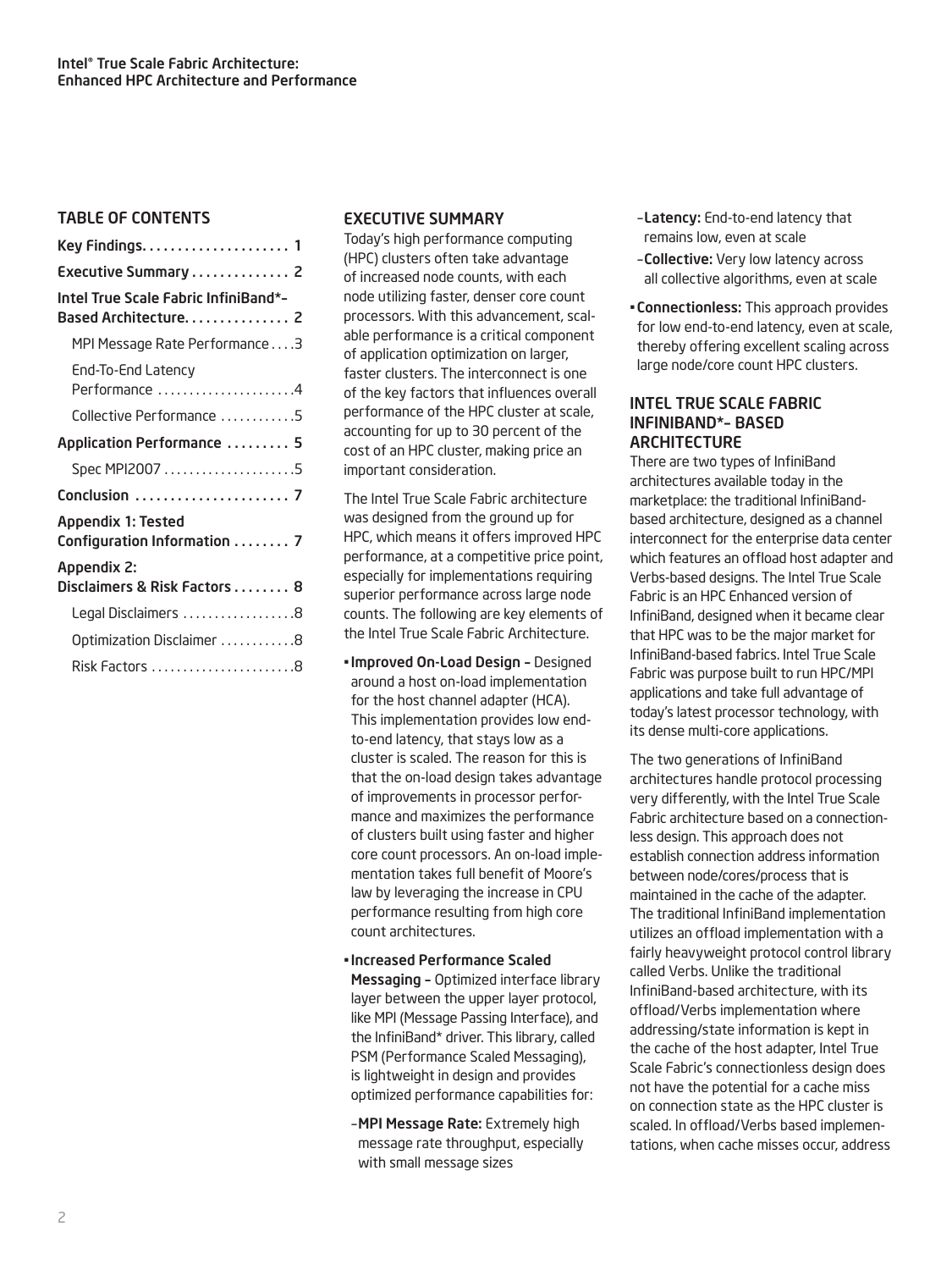## TABLE OF CONTENTS

| | |
|---|---|
| **Key Findings** | **1** |
| **Executive Summary** | **2** |
| **Intel True Scale Fabric InfiniBand*– Based Architecture** | **2** |
| MPI Message Rate Performance | 3 |
| End-To-End Latency Performance | 4 |
| Collective Performance | 5 |
| **Application Performance** | **5** |
| Spec MPI2007 | 5 |
| **Conclusion** | **7** |
| **Appendix 1: Tested Configuration Information** | **7** |
| **Appendix 2: Disclaimers & Risk Factors** | **8** |
| Legal Disclaimers | 8 |
| Optimization Disclaimer | 8 |
| Risk Factors | 8 |

## EXECUTIVE SUMMARY

Today's high performance computing (HPC) clusters often take advantage of increased node counts, with each node utilizing faster, denser core count processors. With this advancement, scalable performance is a critical component of application optimization on larger, faster clusters. The interconnect is one of the key factors that influences overall performance of the HPC cluster at scale, accounting for up to 30 percent of the cost of an HPC cluster, making price an important consideration.

The Intel True Scale Fabric architecture was designed from the ground up for HPC, which means it offers improved HPC performance, at a competitive price point, especially for implementations requiring superior performance across large node counts. The following are key elements of the Intel True Scale Fabric Architecture.

- **Improved On-Load Design –** Designed around a host on-load implementation for the host channel adapter (HCA). This implementation provides low end-to-end latency, that stays low as a cluster is scaled. The reason for this is that the on-load design takes advantage of improvements in processor performance and maximizes the performance of clusters built using faster and higher core count processors. An on-load implementation takes full benefit of Moore's law by leveraging the increase in CPU performance resulting from high core count architectures.
- **Increased Performance Scaled Messaging –** Optimized interface library layer between the upper layer protocol, like MPI (Message Passing Interface), and the InfiniBand* driver. This library, called PSM (Performance Scaled Messaging), is lightweight in design and provides optimized performance capabilities for:
  - **MPI Message Rate:** Extremely high message rate throughput, especially with small message sizes
  - **Latency:** End-to-end latency that remains low, even at scale
  - **Collective:** Very low latency across all collective algorithms, even at scale
- **Connectionless:** This approach provides for low end-to-end latency, even at scale, thereby offering excellent scaling across large node/core count HPC clusters.

## INTEL TRUE SCALE FABRIC INFINIBAND*– BASED ARCHITECTURE

There are two types of InfiniBand architectures available today in the marketplace: the traditional InfiniBand-based architecture, designed as a channel interconnect for the enterprise data center which features an offload host adapter and Verbs-based designs. The Intel True Scale Fabric is an HPC Enhanced version of InfiniBand, designed when it became clear that HPC was to be the major market for InfiniBand-based fabrics. Intel True Scale Fabric was purpose built to run HPC/MPI applications and take full advantage of today's latest processor technology, with its dense multi-core applications.

The two generations of InfiniBand architectures handle protocol processing very differently, with the Intel True Scale Fabric architecture based on a connectionless design. This approach does not establish connection address information between node/cores/process that is maintained in the cache of the adapter. The traditional InfiniBand implementation utilizes an offload implementation with a fairly heavyweight protocol control library called Verbs. Unlike the traditional InfiniBand-based architecture, with its offload/Verbs implementation where addressing/state information is kept in the cache of the host adapter, Intel True Scale Fabric's connectionless design does not have the potential for a cache miss on connection state as the HPC cluster is scaled. In offload/Verbs based implementations, when cache misses occur, address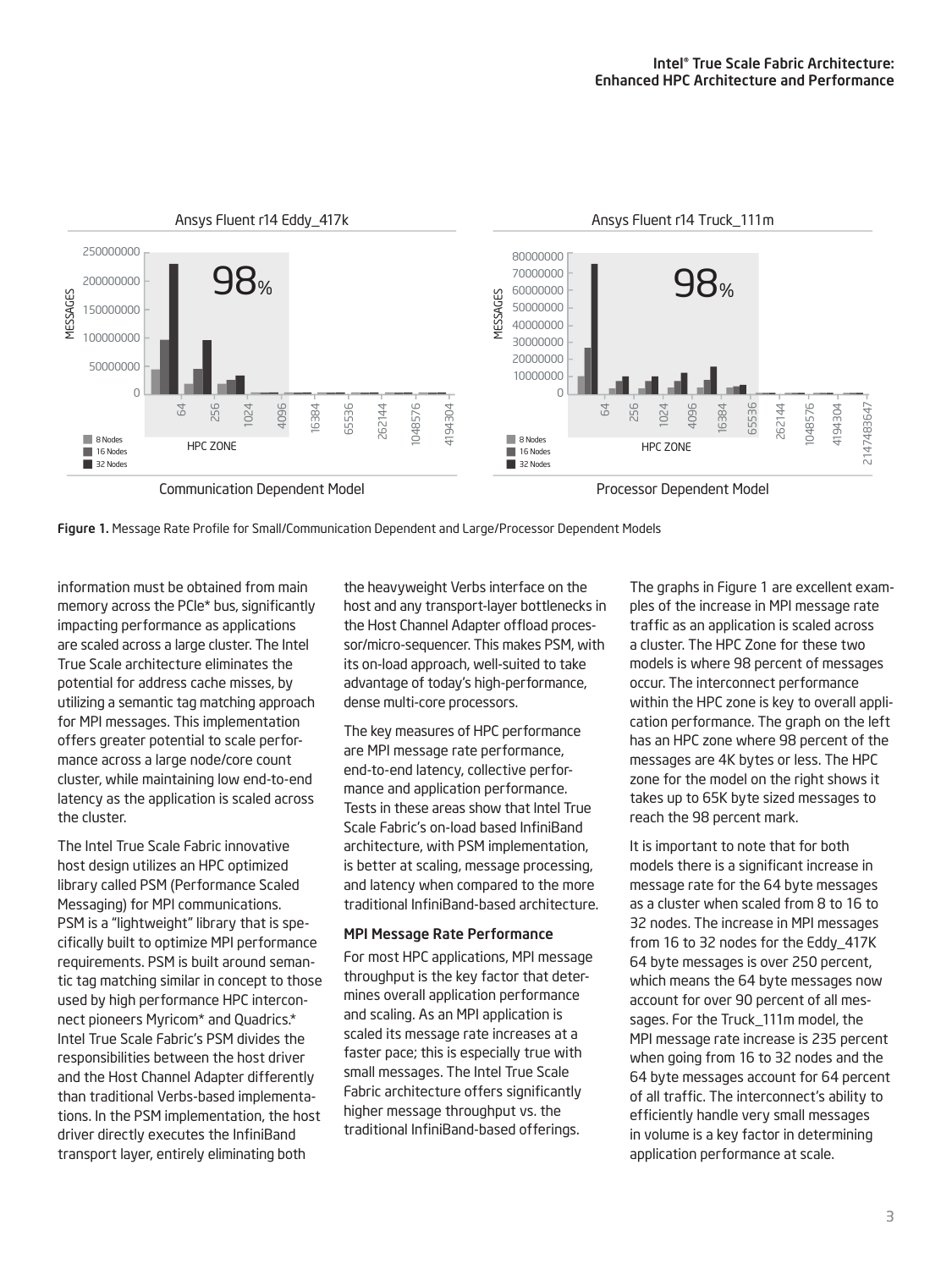Figure 1. Message Rate Profile for Small/Communication Dependent and Large/Processor Dependent Models

information must be obtained from main memory across the PCIe* bus, significantly impacting performance as applications are scaled across a large cluster. The Intel True Scale architecture eliminates the potential for address cache misses, by utilizing a semantic tag matching approach for MPI messages. This implementation offers greater potential to scale performance across a large node/core count cluster, while maintaining low end-to-end latency as the application is scaled across the cluster.

The Intel True Scale Fabric innovative host design utilizes an HPC optimized library called PSM (Performance Scaled Messaging) for MPI communications. PSM is a "lightweight" library that is specifically built to optimize MPI performance requirements. PSM is built around semantic tag matching similar in concept to those used by high performance HPC interconnect pioneers Myricom* and Quadrics.* Intel True Scale Fabric's PSM divides the responsibilities between the host driver and the Host Channel Adapter differently than traditional Verbs-based implementations. In the PSM implementation, the host driver directly executes the InfiniBand transport layer, entirely eliminating both the heavyweight Verbs interface on the host and any transport-layer bottlenecks in the Host Channel Adapter offload processor/micro-sequencer. This makes PSM, with its on-load approach, well-suited to take advantage of today's high-performance, dense multi-core processors.

The key measures of HPC performance are MPI message rate performance, end-to-end latency, collective performance and application performance. Tests in these areas show that Intel True Scale Fabric's on-load based InfiniBand architecture, with PSM implementation, is better at scaling, message processing, and latency when compared to the more traditional InfiniBand-based architecture.

### MPI Message Rate Performance

For most HPC applications, MPI message throughput is the key factor that determines overall application performance and scaling. As an MPI application is scaled its message rate increases at a faster pace; this is especially true with small messages. The Intel True Scale Fabric architecture offers significantly higher message throughput vs. the traditional InfiniBand-based offerings.

The graphs in Figure 1 are excellent examples of the increase in MPI message rate traffic as an application is scaled across a cluster. The HPC Zone for these two models is where 98 percent of messages occur. The interconnect performance within the HPC zone is key to overall application performance. The graph on the left has an HPC zone where 98 percent of the messages are 4K bytes or less. The HPC zone for the model on the right shows it takes up to 65K byte sized messages to reach the 98 percent mark.

It is important to note that for both models there is a significant increase in message rate for the 64 byte messages as a cluster when scaled from 8 to 16 to 32 nodes. The increase in MPI messages from 16 to 32 nodes for the Eddy_417K 64 byte messages is over 250 percent, which means the 64 byte messages now account for over 90 percent of all messages. For the Truck_111m model, the MPI message rate increase is 235 percent when going from 16 to 32 nodes and the 64 byte messages account for 64 percent of all traffic. The interconnect's ability to efficiently handle very small messages in volume is a key factor in determining application performance at scale.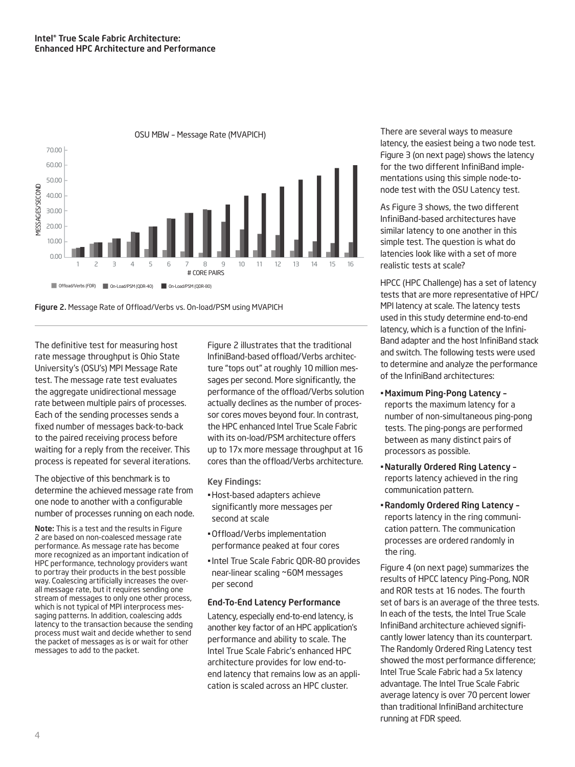OSU MBW – Message Rate (MVAPICH)

Figure 2. Message Rate of Offload/Verbs vs. On-load/PSM using MVAPICH

The definitive test for measuring host rate message throughput is Ohio State University's (OSU's) MPI Message Rate test. The message rate test evaluates the aggregate unidirectional message rate between multiple pairs of processes. Each of the sending processes sends a fixed number of messages back-to-back to the paired receiving process before waiting for a reply from the receiver. This process is repeated for several iterations.

The objective of this benchmark is to determine the achieved message rate from one node to another with a configurable number of processes running on each node.

**Note:** This is a test and the results in Figure 2 are based on non-coalesced message rate performance. As message rate has become more recognized as an important indication of HPC performance, technology providers want to portray their products in the best possible way. Coalescing artificially increases the overall message rate, but it requires sending one stream of messages to only one other process, which is not typical of MPI interprocess messaging patterns. In addition, coalescing adds latency to the transaction because the sending process must wait and decide whether to send the packet of messages as is or wait for other messages to add to the packet.

Figure 2 illustrates that the traditional InfiniBand-based offload/Verbs architecture "tops out" at roughly 10 million messages per second. More significantly, the performance of the offload/Verbs solution actually declines as the number of processor cores moves beyond four. In contrast, the HPC enhanced Intel True Scale Fabric with its on-load/PSM architecture offers up to 17x more message throughput at 16 cores than the offload/Verbs architecture.

Key Findings:

- Host-based adapters achieve significantly more messages per second at scale
- Offload/Verbs implementation performance peaked at four cores
- Intel True Scale Fabric QDR-80 provides near-linear scaling ~60M messages per second

### End-To-End Latency Performance

Latency, especially end-to-end latency, is another key factor of an HPC application's performance and ability to scale. The Intel True Scale Fabric's enhanced HPC architecture provides for low end-to-end latency that remains low as an application is scaled across an HPC cluster.

There are several ways to measure latency, the easiest being a two node test. Figure 3 (on next page) shows the latency for the two different InfiniBand implementations using this simple node-to-node test with the OSU Latency test.

As Figure 3 shows, the two different InfiniBand-based architectures have similar latency to one another in this simple test. The question is what do latencies look like with a set of more realistic tests at scale?

HPCC (HPC Challenge) has a set of latency tests that are more representative of HPC/MPI latency at scale. The latency tests used in this study determine end-to-end latency, which is a function of the InfiniBand adapter and the host InfiniBand stack and switch. The following tests were used to determine and analyze the performance of the InfiniBand architectures:

- **Maximum Ping-Pong Latency –** reports the maximum latency for a number of non-simultaneous ping-pong tests. The ping-pongs are performed between as many distinct pairs of processors as possible.
- **Naturally Ordered Ring Latency –** reports latency achieved in the ring communication pattern.
- **Randomly Ordered Ring Latency –** reports latency in the ring communication pattern. The communication processes are ordered randomly in the ring.

Figure 4 (on next page) summarizes the results of HPCC latency Ping-Pong, NOR and ROR tests at 16 nodes. The fourth set of bars is an average of the three tests. In each of the tests, the Intel True Scale InfiniBand architecture achieved significantly lower latency than its counterpart. The Randomly Ordered Ring Latency test showed the most performance difference; Intel True Scale Fabric had a 5x latency advantage. The Intel True Scale Fabric average latency is over 70 percent lower than traditional InfiniBand architecture running at FDR speed.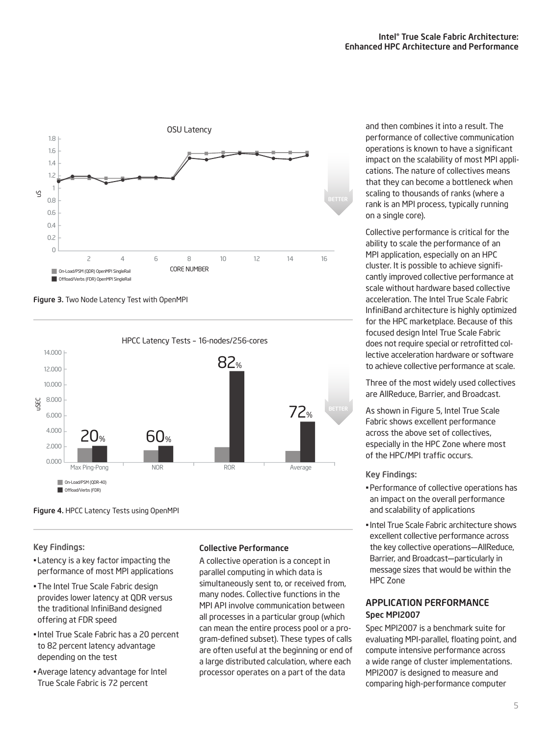Figure 3. Two Node Latency Test with OpenMPI

Figure 4. HPCC Latency Tests using OpenMPI

### Key Findings:

- Latency is a key factor impacting the performance of most MPI applications
- The Intel True Scale Fabric design provides lower latency at QDR versus the traditional InfiniBand designed offering at FDR speed
- Intel True Scale Fabric has a 20 percent to 82 percent latency advantage depending on the test
- Average latency advantage for Intel True Scale Fabric is 72 percent

### Collective Performance

A collective operation is a concept in parallel computing in which data is simultaneously sent to, or received from, many nodes. Collective functions in the MPI API involve communication between all processes in a particular group (which can mean the entire process pool or a program-defined subset). These types of calls are often useful at the beginning or end of a large distributed calculation, where each processor operates on a part of the data and then combines it into a result. The performance of collective communication operations is known to have a significant impact on the scalability of most MPI applications. The nature of collectives means that they can become a bottleneck when scaling to thousands of ranks (where a rank is an MPI process, typically running on a single core).

Collective performance is critical for the ability to scale the performance of an MPI application, especially on an HPC cluster. It is possible to achieve significantly improved collective performance at scale without hardware based collective acceleration. The Intel True Scale Fabric InfiniBand architecture is highly optimized for the HPC marketplace. Because of this focused design Intel True Scale Fabric does not require special or retrofitted collective acceleration hardware or software to achieve collective performance at scale.

Three of the most widely used collectives are AllReduce, Barrier, and Broadcast.

As shown in Figure 5, Intel True Scale Fabric shows excellent performance across the above set of collectives, especially in the HPC Zone where most of the HPC/MPI traffic occurs.

### Key Findings:

- Performance of collective operations has an impact on the overall performance and scalability of applications
- Intel True Scale Fabric architecture shows excellent collective performance across the key collective operations—AllReduce, Barrier, and Broadcast—particularly in message sizes that would be within the HPC Zone

## APPLICATION PERFORMANCE

### Spec MPI2007

Spec MPI2007 is a benchmark suite for evaluating MPI-parallel, floating point, and compute intensive performance across a wide range of cluster implementations. MPI2007 is designed to measure and comparing high-performance computer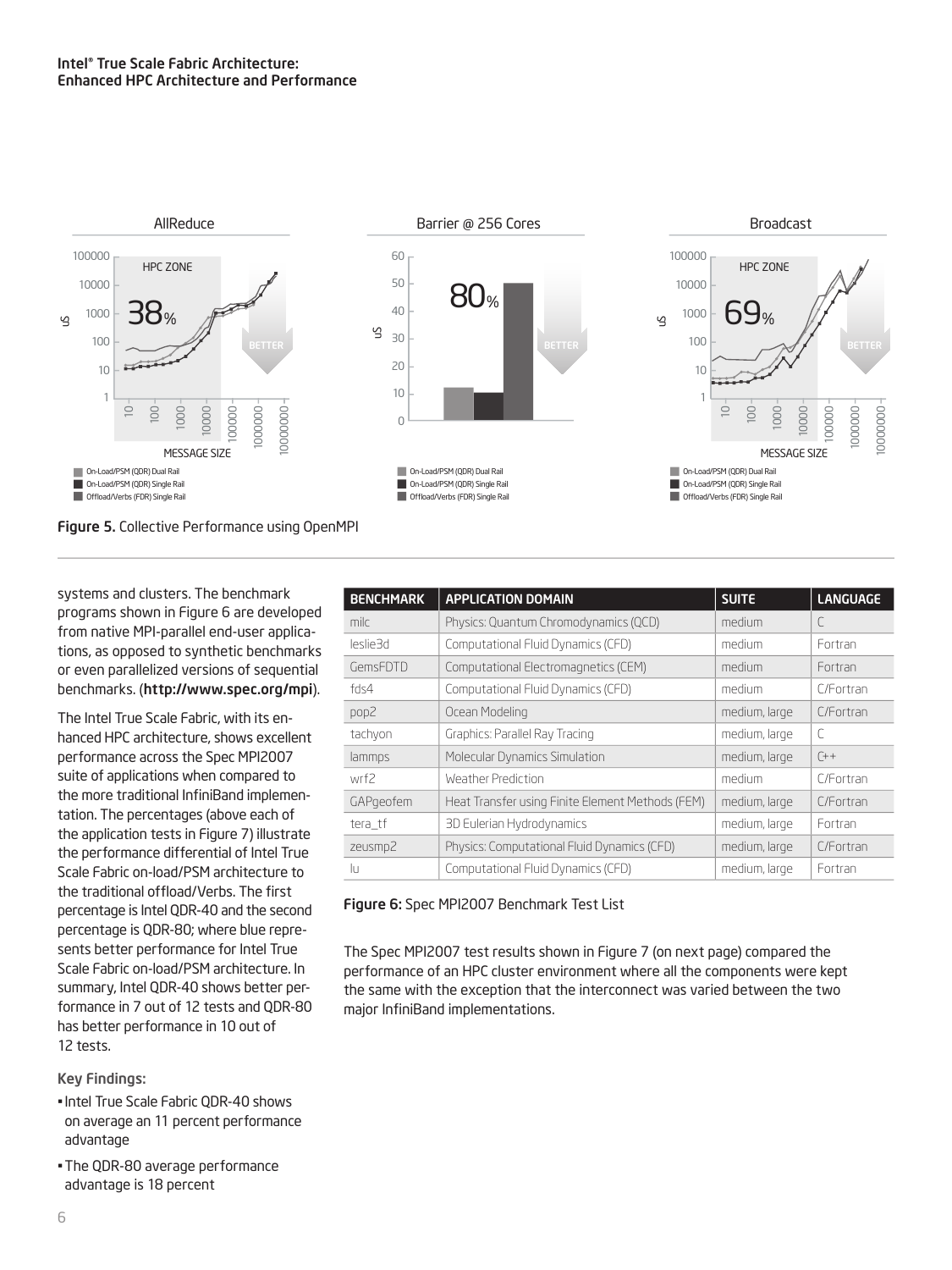Figure 5. Collective Performance using OpenMPI

systems and clusters. The benchmark programs shown in Figure 6 are developed from native MPI-parallel end-user applications, as opposed to synthetic benchmarks or even parallelized versions of sequential benchmarks. (**http://www.spec.org/mpi**).

The Intel True Scale Fabric, with its enhanced HPC architecture, shows excellent performance across the Spec MPI2007 suite of applications when compared to the more traditional InfiniBand implementation. The percentages (above each of the application tests in Figure 7) illustrate the performance differential of Intel True Scale Fabric on-load/PSM architecture to the traditional offload/Verbs. The first percentage is Intel QDR-40 and the second percentage is QDR-80; where blue represents better performance for Intel True Scale Fabric on-load/PSM architecture. In summary, Intel QDR-40 shows better performance in 7 out of 12 tests and QDR-80 has better performance in 10 out of 12 tests.

Key Findings:

- Intel True Scale Fabric QDR-40 shows on average an 11 percent performance advantage
- The QDR-80 average performance advantage is 18 percent

| BENCHMARK | APPLICATION DOMAIN | SUITE | LANGUAGE |
|---|---|---|---|
| milc | Physics: Quantum Chromodynamics (QCD) | medium | C |
| leslie3d | Computational Fluid Dynamics (CFD) | medium | Fortran |
| GemsFDTD | Computational Electromagnetics (CEM) | medium | Fortran |
| fds4 | Computational Fluid Dynamics (CFD) | medium | C/Fortran |
| pop2 | Ocean Modeling | medium, large | C/Fortran |
| tachyon | Graphics: Parallel Ray Tracing | medium, large | C |
| lammps | Molecular Dynamics Simulation | medium, large | C++ |
| wrf2 | Weather Prediction | medium | C/Fortran |
| GAPgeofem | Heat Transfer using Finite Element Methods (FEM) | medium, large | C/Fortran |
| tera_tf | 3D Eulerian Hydrodynamics | medium, large | Fortran |
| zeusmp2 | Physics: Computational Fluid Dynamics (CFD) | medium, large | C/Fortran |
| lu | Computational Fluid Dynamics (CFD) | medium, large | Fortran |

Figure 6: Spec MPI2007 Benchmark Test List

The Spec MPI2007 test results shown in Figure 7 (on next page) compared the performance of an HPC cluster environment where all the components were kept the same with the exception that the interconnect was varied between the two major InfiniBand implementations.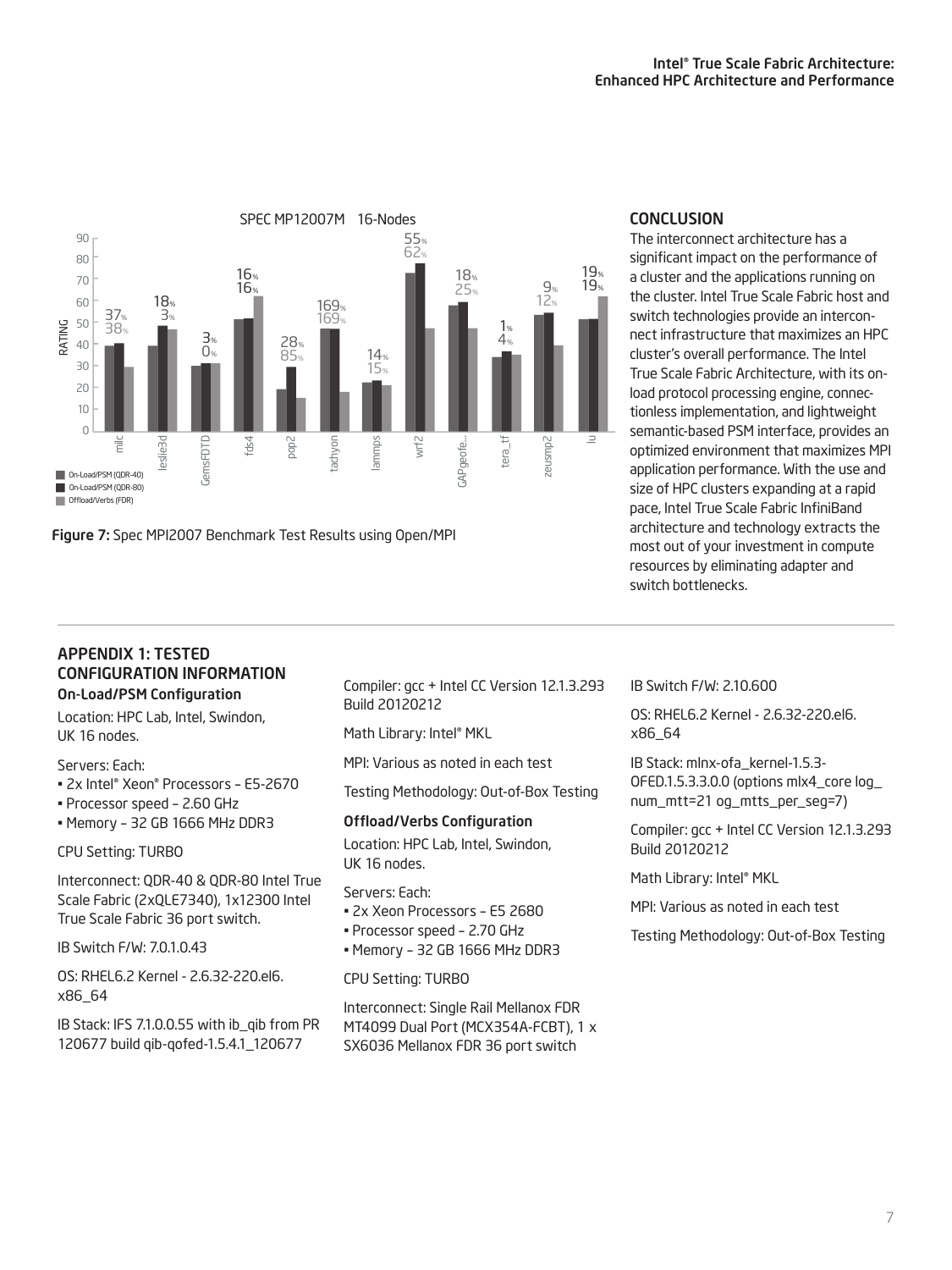SPEC MP12007M 16-Nodes

Figure 7: Spec MPI2007 Benchmark Test Results using Open/MPI

## CONCLUSION

The interconnect architecture has a significant impact on the performance of a cluster and the applications running on the cluster. Intel True Scale Fabric host and switch technologies provide an interconnect infrastructure that maximizes an HPC cluster's overall performance. The Intel True Scale Fabric Architecture, with its on-load protocol processing engine, connectionless implementation, and lightweight semantic-based PSM interface, provides an optimized environment that maximizes MPI application performance. With the use and size of HPC clusters expanding at a rapid pace, Intel True Scale Fabric InfiniBand architecture and technology extracts the most out of your investment in compute resources by eliminating adapter and switch bottlenecks.

## APPENDIX 1: TESTED CONFIGURATION INFORMATION

### On-Load/PSM Configuration

Location: HPC Lab, Intel, Swindon, UK 16 nodes.

Servers: Each:

- 2x Intel® Xeon® Processors – E5-2670
- Processor speed – 2.60 GHz
- Memory – 32 GB 1666 MHz DDR3

CPU Setting: TURBO

Interconnect: QDR-40 & QDR-80 Intel True Scale Fabric (2xQLE7340), 1x12300 Intel True Scale Fabric 36 port switch.

IB Switch F/W: 7.0.1.0.43

OS: RHEL6.2 Kernel - 2.6.32-220.el6.x86_64

IB Stack: IFS 7.1.0.0.55 with ib_qib from PR 120677 build qib-qofed-1.5.4.1_120677

Compiler: gcc + Intel CC Version 12.1.3.293 Build 20120212

Math Library: Intel® MKL

MPI: Various as noted in each test

Testing Methodology: Out-of-Box Testing

### Offload/Verbs Configuration

Location: HPC Lab, Intel, Swindon, UK 16 nodes.

Servers: Each:

- 2x Xeon Processors – E5 2680
- Processor speed – 2.70 GHz
- Memory – 32 GB 1666 MHz DDR3

CPU Setting: TURBO

Interconnect: Single Rail Mellanox FDR MT4099 Dual Port (MCX354A-FCBT), 1 x SX6036 Mellanox FDR 36 port switch

IB Switch F/W: 2.10.600

OS: RHEL6.2 Kernel - 2.6.32-220.el6.x86_64

IB Stack: mlnx-ofa_kernel-1.5.3-OFED.1.5.3.3.0.0 (options mlx4_core log_num_mtt=21 og_mtts_per_seg=7)

Compiler: gcc + Intel CC Version 12.1.3.293 Build 20120212

Math Library: Intel® MKL

MPI: Various as noted in each test

Testing Methodology: Out-of-Box Testing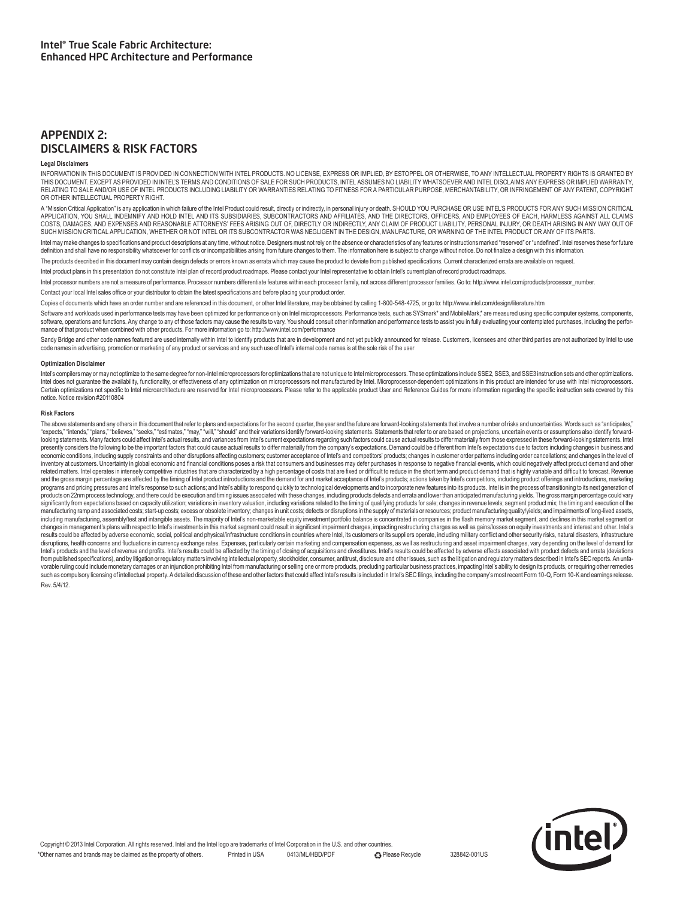# APPENDIX 2: DISCLAIMERS & RISK FACTORS

### Legal Disclaimers

INFORMATION IN THIS DOCUMENT IS PROVIDED IN CONNECTION WITH INTEL PRODUCTS. NO LICENSE, EXPRESS OR IMPLIED, BY ESTOPPEL OR OTHERWISE, TO ANY INTELLECTUAL PROPERTY RIGHTS IS GRANTED BY THIS DOCUMENT. EXCEPT AS PROVIDED IN INTEL'S TERMS AND CONDITIONS OF SALE FOR SUCH PRODUCTS, INTEL ASSUMES NO LIABILITY WHATSOEVER AND INTEL DISCLAIMS ANY EXPRESS OR IMPLIED WARRANTY, RELATING TO SALE AND/OR USE OF INTEL PRODUCTS INCLUDING LIABILITY OR WARRANTIES RELATING TO FITNESS FOR A PARTICULAR PURPOSE, MERCHANTABILITY, OR INFRINGEMENT OF ANY PATENT, COPYRIGHT OR OTHER INTELLECTUAL PROPERTY RIGHT.

A "Mission Critical Application" is any application in which failure of the Intel Product could result, directly or indirectly, in personal injury or death. SHOULD YOU PURCHASE OR USE INTEL'S PRODUCTS FOR ANY SUCH MISSION CRITICAL APPLICATION, YOU SHALL INDEMNIFY AND HOLD INTEL AND ITS SUBSIDIARIES, SUBCONTRACTORS AND AFFILIATES, AND THE DIRECTORS, OFFICERS, AND EMPLOYEES OF EACH, HARMLESS AGAINST ALL CLAIMS COSTS, DAMAGES, AND EXPENSES AND REASONABLE ATTORNEYS' FEES ARISING OUT OF, DIRECTLY OR INDIRECTLY, ANY CLAIM OF PRODUCT LIABILITY, PERSONAL INJURY, OR DEATH ARISING IN ANY WAY OUT OF SUCH MISSION CRITICAL APPLICATION, WHETHER OR NOT INTEL OR ITS SUBCONTRACTOR WAS NEGLIGENT IN THE DESIGN, MANUFACTURE, OR WARNING OF THE INTEL PRODUCT OR ANY OF ITS PARTS.

Intel may make changes to specifications and product descriptions at any time, without notice. Designers must not rely on the absence or characteristics of any features or instructions marked "reserved" or "undefined". Intel reserves these for future definition and shall have no responsibility whatsoever for conflicts or incompatibilities arising from future changes to them. The information here is subject to change without notice. Do not finalize a design with this information.

The products described in this document may contain design defects or errors known as errata which may cause the product to deviate from published specifications. Current characterized errata are available on request.

Intel product plans in this presentation do not constitute Intel plan of record product roadmaps. Please contact your Intel representative to obtain Intel's current plan of record product roadmaps.

Intel processor numbers are not a measure of performance. Processor numbers differentiate features within each processor family, not across different processor families. Go to: http://www.intel.com/products/processor_number.

Contact your local Intel sales office or your distributor to obtain the latest specifications and before placing your product order.

Copies of documents which have an order number and are referenced in this document, or other Intel literature, may be obtained by calling 1-800-548-4725, or go to: http://www.intel.com/design/literature.htm

Software and workloads used in performance tests may have been optimized for performance only on Intel microprocessors. Performance tests, such as SYSmark* and MobileMark,* are measured using specific computer systems, components, software, operations and functions. Any change to any of those factors may cause the results to vary. You should consult other information and performance tests to assist you in fully evaluating your contemplated purchases, including the performance of that product when combined with other products. For more information go to: http://www.intel.com/performance

Sandy Bridge and other code names featured are used internally within Intel to identify products that are in development and not yet publicly announced for release. Customers, licensees and other third parties are not authorized by Intel to use code names in advertising, promotion or marketing of any product or services and any such use of Intel's internal code names is at the sole risk of the user

### Optimization Disclaimer

Intel's compilers may or may not optimize to the same degree for non-Intel microprocessors for optimizations that are not unique to Intel microprocessors. These optimizations include SSE2, SSE3, and SSE3 instruction sets and other optimizations. Intel does not guarantee the availability, functionality, or effectiveness of any optimization on microprocessors not manufactured by Intel. Microprocessor-dependent optimizations in this product are intended for use with Intel microprocessors. Certain optimizations not specific to Intel microarchitecture are reserved for Intel microprocessors. Please refer to the applicable product User and Reference Guides for more information regarding the specific instruction sets covered by this notice. Notice revision #20110804

### Risk Factors

The above statements and any others in this document that refer to plans and expectations for the second quarter, the year and the future are forward-looking statements that involve a number of risks and uncertainties. Words such as "anticipates," "expects," "intends," "plans," "believes," "seeks," "estimates," "may," "will," "should" and their variations identify forward-looking statements. Statements that refer to or are based on projections, uncertain events or assumptions also identify forward-looking statements. Many factors could affect Intel's actual results, and variances from Intel's current expectations regarding such factors could cause actual results to differ materially from those expressed in these forward-looking statements. Intel presently considers the following to be the important factors that could cause actual results to differ materially from the company's expectations. Demand could be different from Intel's expectations due to factors including changes in business and economic conditions, including supply constraints and other disruptions affecting customers; customer acceptance of Intel's and competitors' products; changes in customer order patterns including order cancellations; and changes in the level of inventory at customers. Uncertainty in global economic and financial conditions poses a risk that consumers and businesses may defer purchases in response to negative financial events, which could negatively affect product demand and other related matters. Intel operates in intensely competitive industries that are characterized by a high percentage of costs that are fixed or difficult to reduce in the short term and product demand that is highly variable and difficult to forecast. Revenue and the gross margin percentage are affected by the timing of Intel product introductions and the demand for and market acceptance of Intel's products; actions taken by Intel's competitors, including product offerings and introductions, marketing programs and pricing pressures and Intel's response to such actions; and Intel's ability to respond quickly to technological developments and to incorporate new features into its products. Intel is in the process of transitioning to its next generation of products on 22nm process technology, and there could be execution and timing issues associated with these changes, including products defects and errata and lower than anticipated manufacturing yields. The gross margin percentage could vary significantly from expectations based on capacity utilization; variations in inventory valuation, including variations related to the timing of qualifying products for sale; changes in revenue levels; segment product mix; the timing and execution of the manufacturing ramp and associated costs; start-up costs; excess or obsolete inventory; changes in unit costs; defects or disruptions in the supply of materials or resources; product manufacturing quality/yields; and impairments of long-lived assets, including manufacturing, assembly/test and intangible assets. The majority of Intel's non-marketable equity investment portfolio balance is concentrated in companies in the flash memory market segment, and declines in this market segment or changes in management's plans with respect to Intel's investments in this market segment could result in significant impairment charges, impacting restructuring charges as well as gains/losses on equity investments and interest and other. Intel's results could be affected by adverse economic, social, political and physical/infrastructure conditions in countries where Intel, its customers or its suppliers operate, including military conflict and other security risks, natural disasters, infrastructure disruptions, health concerns and fluctuations in currency exchange rates. Expenses, particularly certain marketing and compensation expenses, as well as restructuring and asset impairment charges, vary depending on the level of demand for Intel's products and the level of revenue and profits. Intel's results could be affected by the timing of closing of acquisitions and divestitures. Intel's results could be affected by adverse effects associated with product defects and errata (deviations from published specifications), and by litigation or regulatory matters involving intellectual property, stockholder, consumer, antitrust, disclosure and other issues, such as the litigation and regulatory matters described in Intel's SEC reports. An unfavorable ruling could include monetary damages or an injunction prohibiting Intel from manufacturing or selling one or more products, precluding particular business practices, impacting Intel's ability to design its products, or requiring other remedies such as compulsory licensing of intellectual property. A detailed discussion of these and other factors that could affect Intel's results is included in Intel's SEC filings, including the company's most recent Form 10-Q, Form 10-K and earnings release.

Rev. 5/4/12.

Copyright © 2013 Intel Corporation. All rights reserved. Intel and the Intel logo are trademarks of Intel Corporation in the U.S. and other countries.

*Other names and brands may be claimed as the property of others. Printed in USA 0413/ML/HBD/PDF Please Recycle 328842-001US